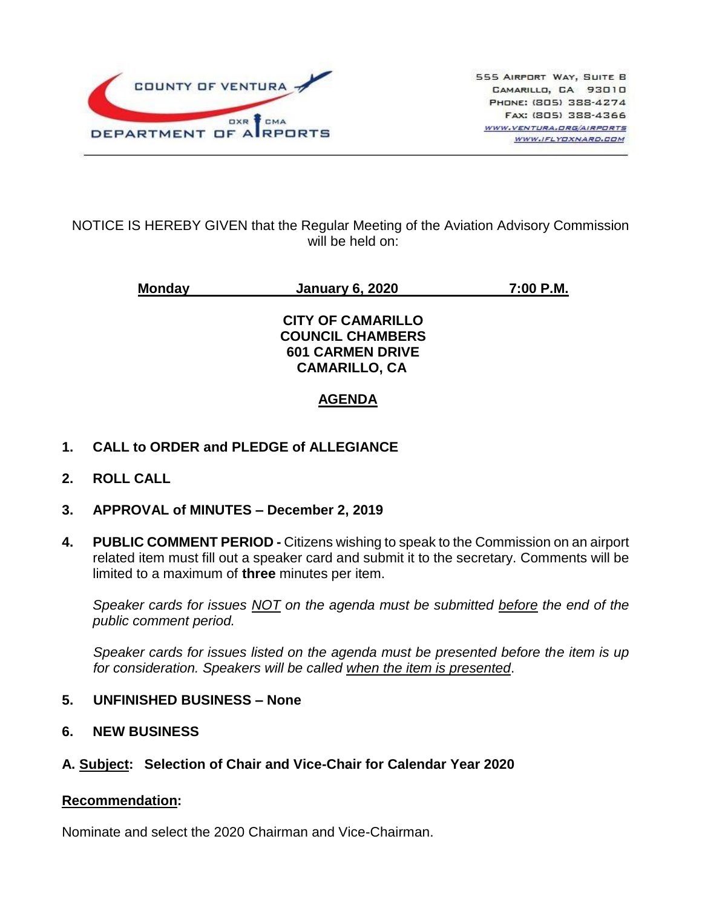COUNTY OF VENTURA
DEPARTMENT OF AIRPORTS
OXR CMA

555 Airport Way, Suite B
Camarillo, CA 93010
Phone: (805) 388-4274
Fax: (805) 388-4366
www.ventura.org/airports
www.iflyoxnard.com

NOTICE IS HEREBY GIVEN that the Regular Meeting of the Aviation Advisory Commission will be held on:

**Monday** **January 6, 2020** **7:00 P.M.**

**CITY OF CAMARILLO**
**COUNCIL CHAMBERS**
**601 CARMEN DRIVE**
**CAMARILLO, CA**

## AGENDA

1. **CALL to ORDER and PLEDGE of ALLEGIANCE**

2. **ROLL CALL**

3. **APPROVAL of MINUTES – December 2, 2019**

4. **PUBLIC COMMENT PERIOD -** Citizens wishing to speak to the Commission on an airport related item must fill out a speaker card and submit it to the secretary. Comments will be limited to a maximum of **three** minutes per item.

   *Speaker cards for issues NOT on the agenda must be submitted before the end of the public comment period.*

   *Speaker cards for issues listed on the agenda must be presented before the item is up for consideration. Speakers will be called when the item is presented.*

5. **UNFINISHED BUSINESS – None**

6. **NEW BUSINESS**

**A. Subject: Selection of Chair and Vice-Chair for Calendar Year 2020**

**Recommendation:**

Nominate and select the 2020 Chairman and Vice-Chairman.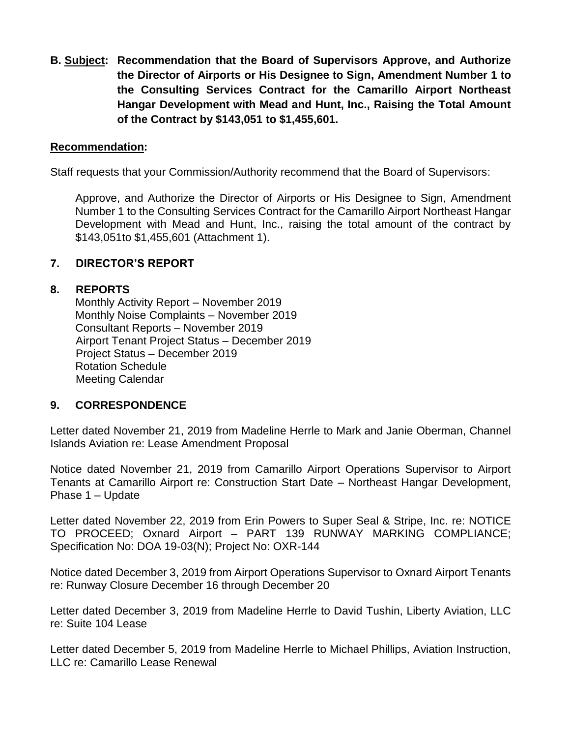**B. <u>Subject</u>: Recommendation that the Board of Supervisors Approve, and Authorize the Director of Airports or His Designee to Sign, Amendment Number 1 to the Consulting Services Contract for the Camarillo Airport Northeast Hangar Development with Mead and Hunt, Inc., Raising the Total Amount of the Contract by $143,051 to $1,455,601.**

**<u>Recommendation</u>:**

Staff requests that your Commission/Authority recommend that the Board of Supervisors:

Approve, and Authorize the Director of Airports or His Designee to Sign, Amendment Number 1 to the Consulting Services Contract for the Camarillo Airport Northeast Hangar Development with Mead and Hunt, Inc., raising the total amount of the contract by $143,051to $1,455,601 (Attachment 1).

## 7. DIRECTOR'S REPORT

## 8. REPORTS

Monthly Activity Report – November 2019
Monthly Noise Complaints – November 2019
Consultant Reports – November 2019
Airport Tenant Project Status – December 2019
Project Status – December 2019
Rotation Schedule
Meeting Calendar

## 9. CORRESPONDENCE

Letter dated November 21, 2019 from Madeline Herrle to Mark and Janie Oberman, Channel Islands Aviation re: Lease Amendment Proposal

Notice dated November 21, 2019 from Camarillo Airport Operations Supervisor to Airport Tenants at Camarillo Airport re: Construction Start Date – Northeast Hangar Development, Phase 1 – Update

Letter dated November 22, 2019 from Erin Powers to Super Seal & Stripe, Inc. re: NOTICE TO PROCEED; Oxnard Airport – PART 139 RUNWAY MARKING COMPLIANCE; Specification No: DOA 19-03(N); Project No: OXR-144

Notice dated December 3, 2019 from Airport Operations Supervisor to Oxnard Airport Tenants re: Runway Closure December 16 through December 20

Letter dated December 3, 2019 from Madeline Herrle to David Tushin, Liberty Aviation, LLC re: Suite 104 Lease

Letter dated December 5, 2019 from Madeline Herrle to Michael Phillips, Aviation Instruction, LLC re: Camarillo Lease Renewal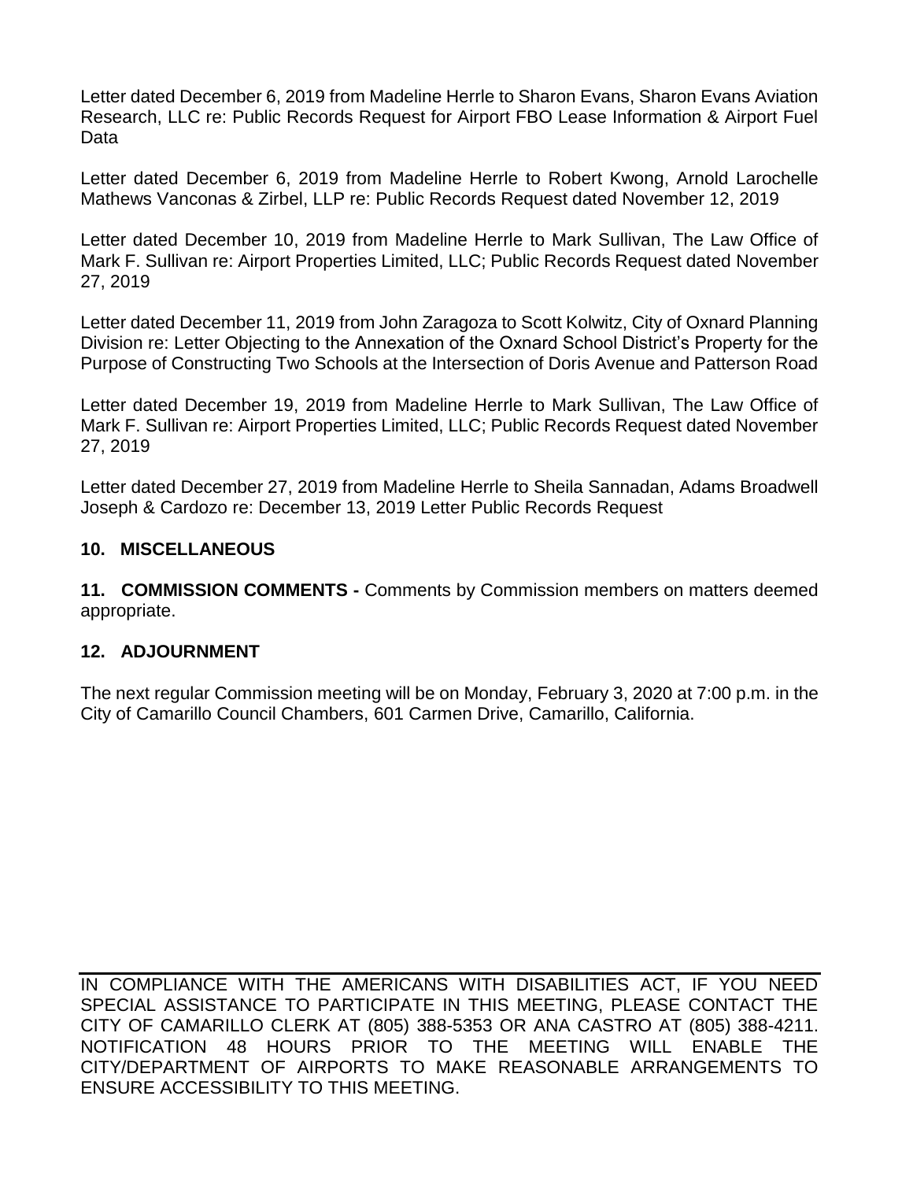Letter dated December 6, 2019 from Madeline Herrle to Sharon Evans, Sharon Evans Aviation Research, LLC re: Public Records Request for Airport FBO Lease Information & Airport Fuel Data

Letter dated December 6, 2019 from Madeline Herrle to Robert Kwong, Arnold Larochelle Mathews Vanconas & Zirbel, LLP re: Public Records Request dated November 12, 2019

Letter dated December 10, 2019 from Madeline Herrle to Mark Sullivan, The Law Office of Mark F. Sullivan re: Airport Properties Limited, LLC; Public Records Request dated November 27, 2019

Letter dated December 11, 2019 from John Zaragoza to Scott Kolwitz, City of Oxnard Planning Division re: Letter Objecting to the Annexation of the Oxnard School District's Property for the Purpose of Constructing Two Schools at the Intersection of Doris Avenue and Patterson Road

Letter dated December 19, 2019 from Madeline Herrle to Mark Sullivan, The Law Office of Mark F. Sullivan re: Airport Properties Limited, LLC; Public Records Request dated November 27, 2019

Letter dated December 27, 2019 from Madeline Herrle to Sheila Sannadan, Adams Broadwell Joseph & Cardozo re: December 13, 2019 Letter Public Records Request

**10. MISCELLANEOUS**

**11. COMMISSION COMMENTS -** Comments by Commission members on matters deemed appropriate.

**12. ADJOURNMENT**

The next regular Commission meeting will be on Monday, February 3, 2020 at 7:00 p.m. in the City of Camarillo Council Chambers, 601 Carmen Drive, Camarillo, California.

IN COMPLIANCE WITH THE AMERICANS WITH DISABILITIES ACT, IF YOU NEED SPECIAL ASSISTANCE TO PARTICIPATE IN THIS MEETING, PLEASE CONTACT THE CITY OF CAMARILLO CLERK AT (805) 388-5353 OR ANA CASTRO AT (805) 388-4211. NOTIFICATION 48 HOURS PRIOR TO THE MEETING WILL ENABLE THE CITY/DEPARTMENT OF AIRPORTS TO MAKE REASONABLE ARRANGEMENTS TO ENSURE ACCESSIBILITY TO THIS MEETING.